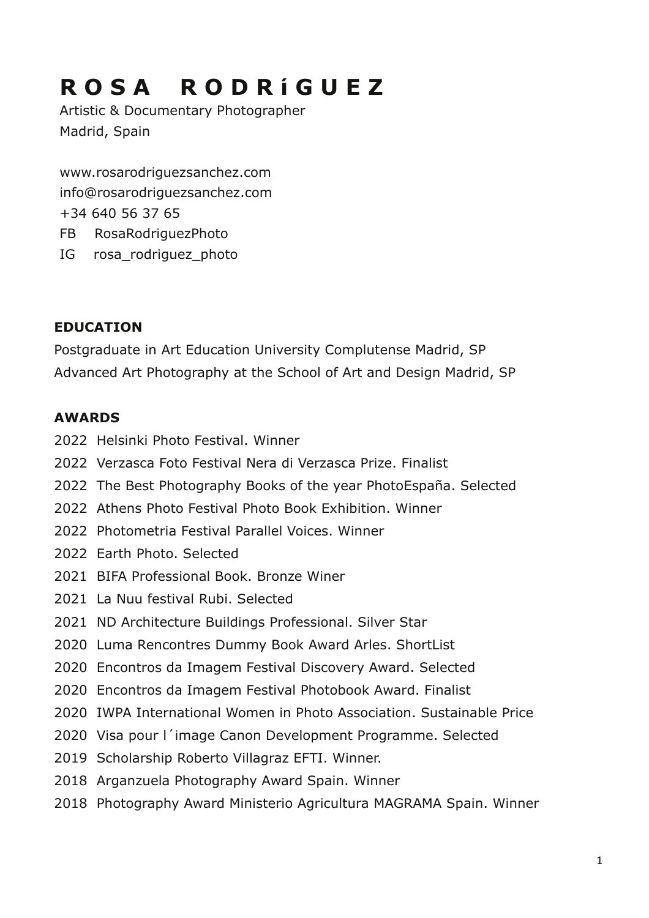# R O S A   R O D R í G U E Z

Artistic & Documentary Photographer
Madrid, Spain

www.rosarodriguezsanchez.com
info@rosarodriguezsanchez.com
+34 640 56 37 65
FB RosaRodriguezPhoto
IG rosa_rodriguez_photo

## EDUCATION

Postgraduate in Art Education University Complutense Madrid, SP
Advanced Art Photography at the School of Art and Design Madrid, SP

## AWARDS

2022 Helsinki Photo Festival. Winner
2022 Verzasca Foto Festival Nera di Verzasca Prize. Finalist
2022 The Best Photography Books of the year PhotoEspaña. Selected
2022 Athens Photo Festival Photo Book Exhibition. Winner
2022 Photometria Festival Parallel Voices. Winner
2022 Earth Photo. Selected
2021 BIFA Professional Book. Bronze Winer
2021 La Nuu festival Rubi. Selected
2021 ND Architecture Buildings Professional. Silver Star
2020 Luma Rencontres Dummy Book Award Arles. ShortList
2020 Encontros da Imagem Festival Discovery Award. Selected
2020 Encontros da Imagem Festival Photobook Award. Finalist
2020 IWPA International Women in Photo Association. Sustainable Price
2020 Visa pour l´image Canon Development Programme. Selected
2019 Scholarship Roberto Villagraz EFTI. Winner.
2018 Arganzuela Photography Award Spain. Winner
2018 Photography Award Ministerio Agricultura MAGRAMA Spain. Winner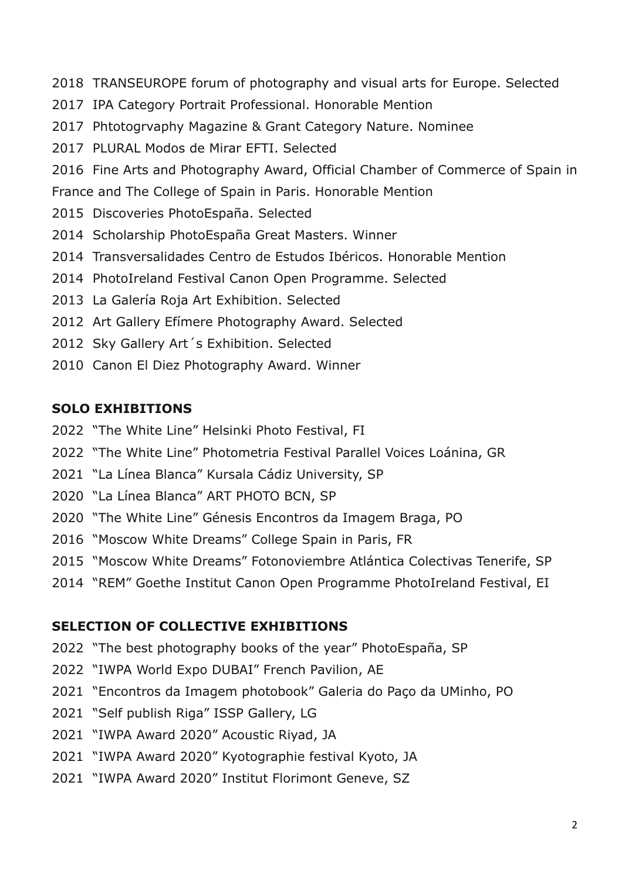2018 TRANSEUROPE forum of photography and visual arts for Europe. Selected

2017 IPA Category Portrait Professional. Honorable Mention

2017 Phtotogrvaphy Magazine & Grant Category Nature. Nominee

2017 PLURAL Modos de Mirar EFTI. Selected

2016 Fine Arts and Photography Award, Official Chamber of Commerce of Spain in France and The College of Spain in Paris. Honorable Mention

2015 Discoveries PhotoEspaña. Selected

2014 Scholarship PhotoEspaña Great Masters. Winner

2014 Transversalidades Centro de Estudos Ibéricos. Honorable Mention

2014 PhotoIreland Festival Canon Open Programme. Selected

2013 La Galería Roja Art Exhibition. Selected

2012 Art Gallery Efímere Photography Award. Selected

2012 Sky Gallery Art´s Exhibition. Selected

2010 Canon El Diez Photography Award. Winner

## SOLO EXHIBITIONS

2022 "The White Line" Helsinki Photo Festival, FI

2022 "The White Line" Photometria Festival Parallel Voices Loánina, GR

2021 "La Línea Blanca" Kursala Cádiz University, SP

2020 "La Línea Blanca" ART PHOTO BCN, SP

2020 "The White Line" Génesis Encontros da Imagem Braga, PO

2016 "Moscow White Dreams" College Spain in Paris, FR

2015 "Moscow White Dreams" Fotonoviembre Atlántica Colectivas Tenerife, SP

2014 "REM" Goethe Institut Canon Open Programme PhotoIreland Festival, EI

## SELECTION OF COLLECTIVE EXHIBITIONS

2022 "The best photography books of the year" PhotoEspaña, SP

2022 "IWPA World Expo DUBAI" French Pavilion, AE

2021 "Encontros da Imagem photobook" Galeria do Paço da UMinho, PO

2021 "Self publish Riga" ISSP Gallery, LG

2021 "IWPA Award 2020" Acoustic Riyad, JA

2021 "IWPA Award 2020" Kyotographie festival Kyoto, JA

2021 "IWPA Award 2020" Institut Florimont Geneve, SZ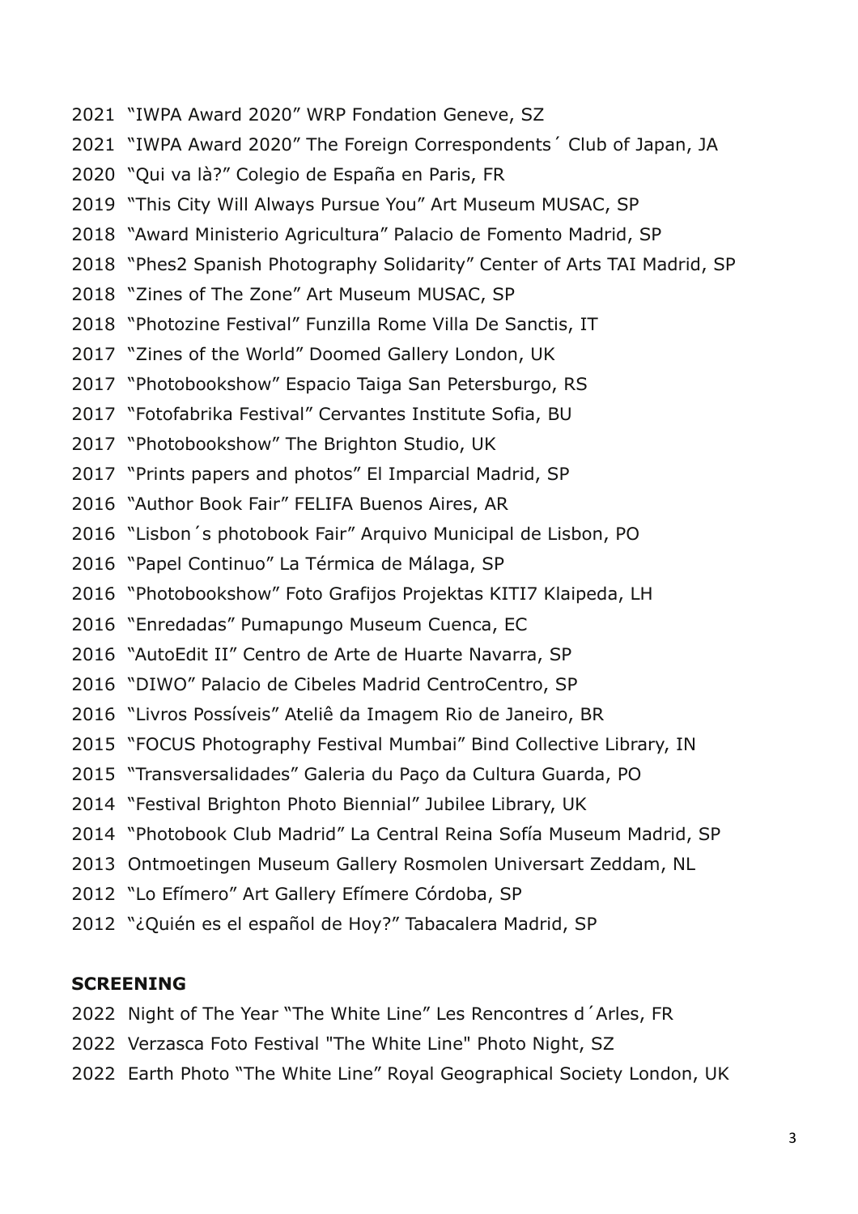2021 “IWPA Award 2020” WRP Fondation Geneve, SZ

2021 “IWPA Award 2020” The Foreign Correspondents´ Club of Japan, JA

2020 “Qui va là?” Colegio de España en Paris, FR

2019 “This City Will Always Pursue You” Art Museum MUSAC, SP

2018 “Award Ministerio Agricultura” Palacio de Fomento Madrid, SP

2018 “Phes2 Spanish Photography Solidarity” Center of Arts TAI Madrid, SP

2018 “Zines of The Zone” Art Museum MUSAC, SP

2018 “Photozine Festival” Funzilla Rome Villa De Sanctis, IT

2017 “Zines of the World” Doomed Gallery London, UK

2017 “Photobookshow” Espacio Taiga San Petersburgo, RS

2017 “Fotofabrika Festival” Cervantes Institute Sofia, BU

2017 “Photobookshow” The Brighton Studio, UK

2017 “Prints papers and photos” El Imparcial Madrid, SP

2016 “Author Book Fair” FELIFA Buenos Aires, AR

2016 “Lisbon´s photobook Fair” Arquivo Municipal de Lisbon, PO

2016 “Papel Continuo” La Térmica de Málaga, SP

2016 “Photobookshow” Foto Grafijos Projektas KITI7 Klaipeda, LH

2016 “Enredadas” Pumapungo Museum Cuenca, EC

2016 “AutoEdit II” Centro de Arte de Huarte Navarra, SP

2016 “DIWO” Palacio de Cibeles Madrid CentroCentro, SP

2016 “Livros Possíveis” Ateliê da Imagem Rio de Janeiro, BR

2015 “FOCUS Photography Festival Mumbai” Bind Collective Library, IN

2015 “Transversalidades” Galeria du Paço da Cultura Guarda, PO

2014 “Festival Brighton Photo Biennial” Jubilee Library, UK

2014 “Photobook Club Madrid” La Central Reina Sofía Museum Madrid, SP

2013 Ontmoetingen Museum Gallery Rosmolen Universart Zeddam, NL

2012 “Lo Efímero” Art Gallery Efímere Córdoba, SP

2012 “¿Quién es el español de Hoy?” Tabacalera Madrid, SP

## SCREENING

2022 Night of The Year “The White Line” Les Rencontres d´Arles, FR

2022 Verzasca Foto Festival "The White Line" Photo Night, SZ

2022 Earth Photo “The White Line” Royal Geographical Society London, UK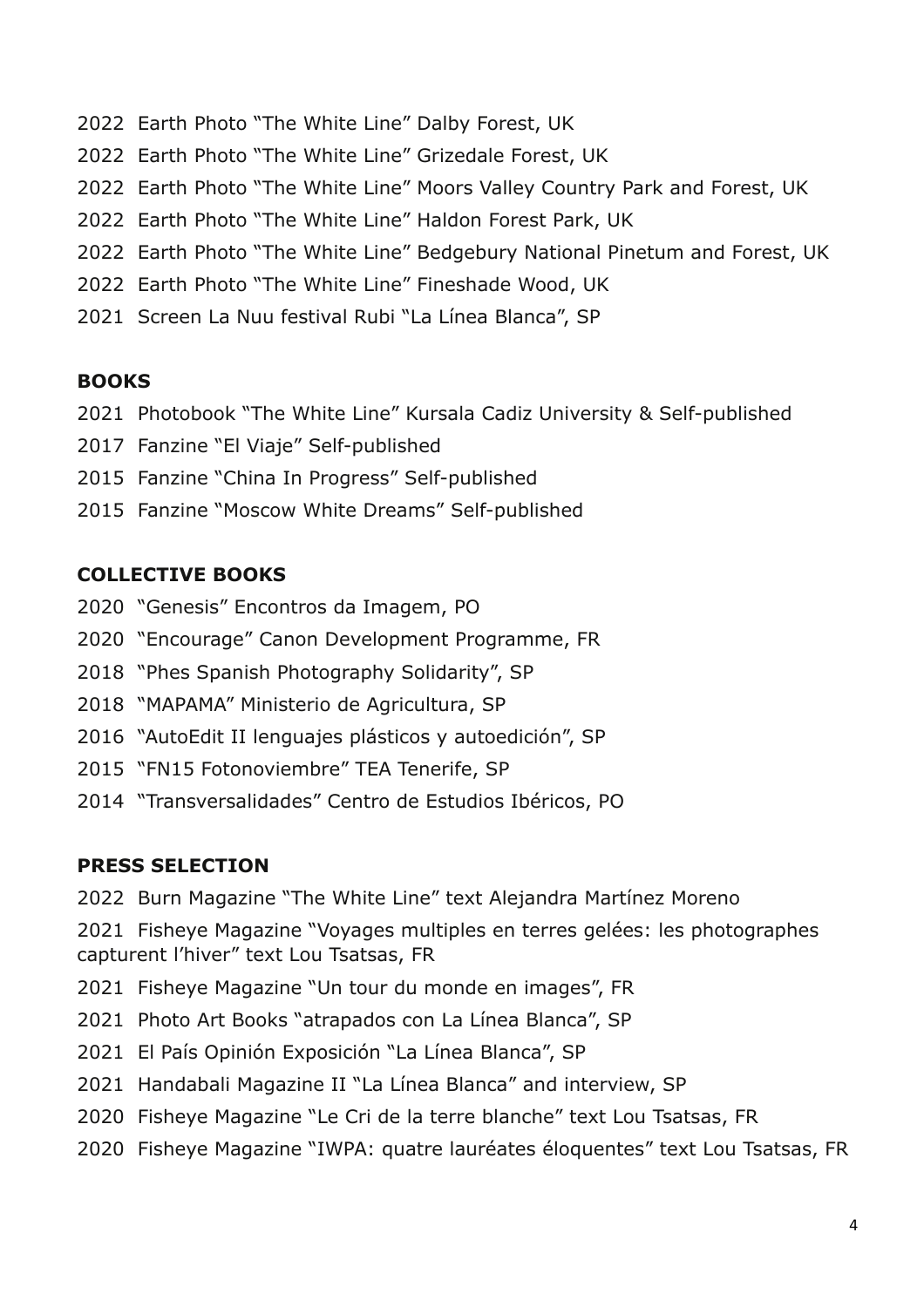2022  Earth Photo "The White Line" Dalby Forest, UK

2022  Earth Photo "The White Line" Grizedale Forest, UK

2022  Earth Photo "The White Line" Moors Valley Country Park and Forest, UK

2022  Earth Photo "The White Line" Haldon Forest Park, UK

2022  Earth Photo "The White Line" Bedgebury National Pinetum and Forest, UK

2022  Earth Photo "The White Line" Fineshade Wood, UK

2021  Screen La Nuu festival Rubi "La Línea Blanca", SP

**BOOKS**

2021  Photobook "The White Line" Kursala Cadiz University & Self-published

2017  Fanzine "El Viaje" Self-published

2015  Fanzine "China In Progress" Self-published

2015  Fanzine "Moscow White Dreams" Self-published

**COLLECTIVE BOOKS**

2020  "Genesis" Encontros da Imagem, PO

2020  "Encourage" Canon Development Programme, FR

2018  "Phes Spanish Photography Solidarity", SP

2018  "MAPAMA" Ministerio de Agricultura, SP

2016  "AutoEdit II lenguajes plásticos y autoedición", SP

2015  "FN15 Fotonoviembre" TEA Tenerife, SP

2014  "Transversalidades" Centro de Estudios Ibéricos, PO

**PRESS SELECTION**

2022  Burn Magazine "The White Line" text Alejandra Martínez Moreno

2021  Fisheye Magazine "Voyages multiples en terres gelées: les photographes capturent l'hiver" text Lou Tsatsas, FR

2021  Fisheye Magazine "Un tour du monde en images", FR

2021  Photo Art Books "atrapados con La Línea Blanca", SP

2021  El País Opinión Exposición "La Línea Blanca", SP

2021  Handabali Magazine II "La Línea Blanca" and interview, SP

2020  Fisheye Magazine "Le Cri de la terre blanche" text Lou Tsatsas, FR

2020  Fisheye Magazine "IWPA: quatre lauréates éloquentes" text Lou Tsatsas, FR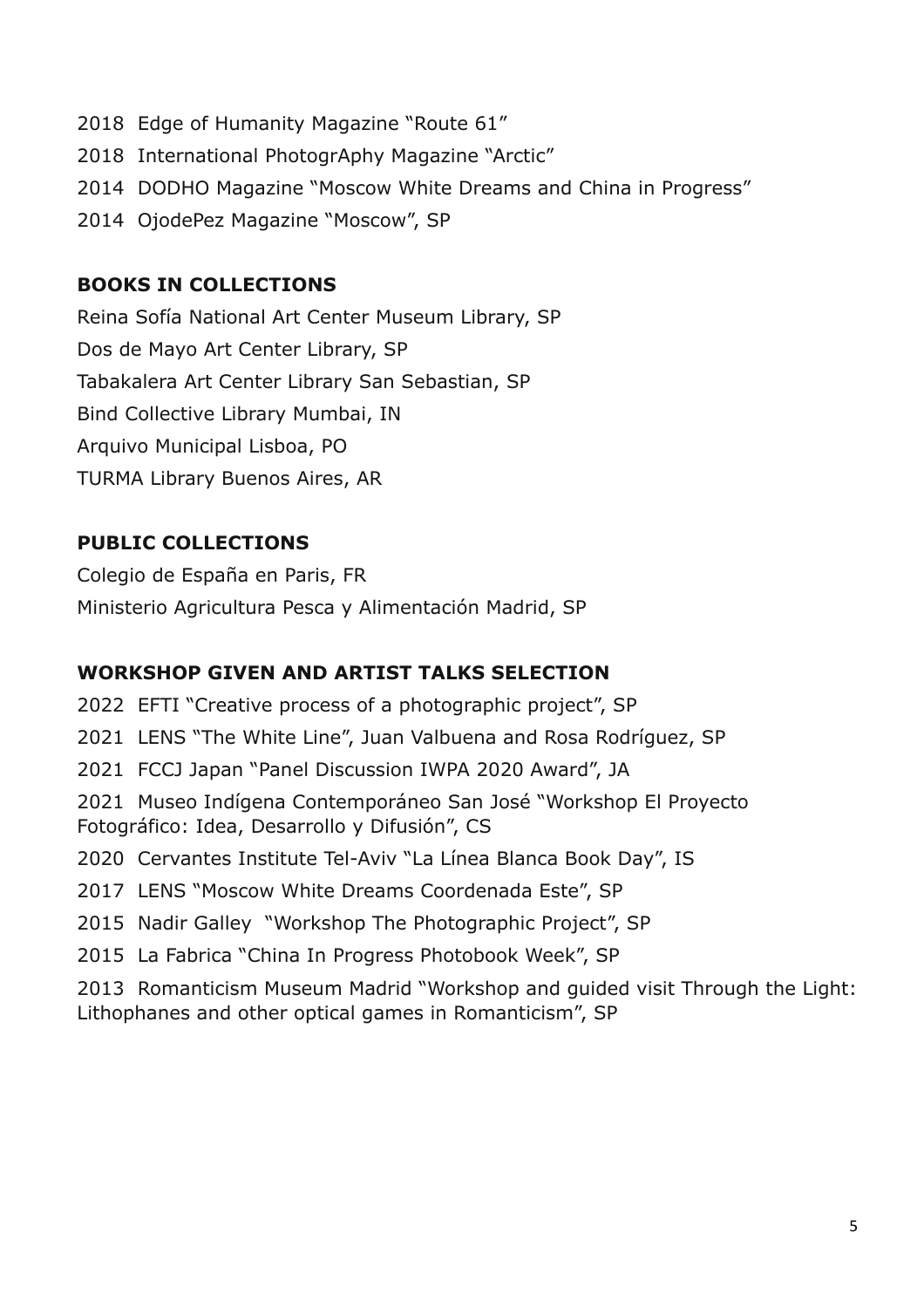2018 Edge of Humanity Magazine "Route 61"

2018 International PhotogrAphy Magazine "Arctic"

2014 DODHO Magazine "Moscow White Dreams and China in Progress"

2014 OjodePez Magazine "Moscow", SP

**BOOKS IN COLLECTIONS**

Reina Sofía National Art Center Museum Library, SP

Dos de Mayo Art Center Library, SP

Tabakalera Art Center Library San Sebastian, SP

Bind Collective Library Mumbai, IN

Arquivo Municipal Lisboa, PO

TURMA Library Buenos Aires, AR

**PUBLIC COLLECTIONS**

Colegio de España en Paris, FR

Ministerio Agricultura Pesca y Alimentación Madrid, SP

**WORKSHOP GIVEN AND ARTIST TALKS SELECTION**

2022 EFTI "Creative process of a photographic project", SP

2021 LENS "The White Line", Juan Valbuena and Rosa Rodríguez, SP

2021 FCCJ Japan "Panel Discussion IWPA 2020 Award", JA

2021 Museo Indígena Contemporáneo San José "Workshop El Proyecto Fotográfico: Idea, Desarrollo y Difusión", CS

2020 Cervantes Institute Tel-Aviv "La Línea Blanca Book Day", IS

2017 LENS "Moscow White Dreams Coordenada Este", SP

2015 Nadir Galley "Workshop The Photographic Project", SP

2015 La Fabrica "China In Progress Photobook Week", SP

2013 Romanticism Museum Madrid "Workshop and guided visit Through the Light: Lithophanes and other optical games in Romanticism", SP